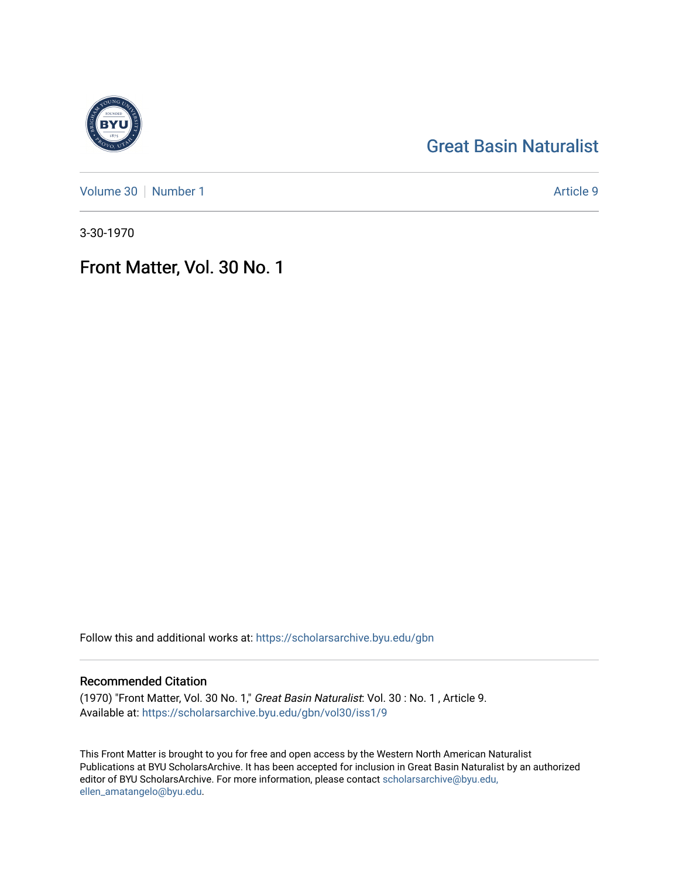Great Basin Naturalist

Volume 30 | Number 1 Article 9

3-30-1970

# Front Matter, Vol. 30 No. 1

Follow this and additional works at: https://scholarsarchive.byu.edu/gbn

## Recommended Citation

(1970) "Front Matter, Vol. 30 No. 1," *Great Basin Naturalist*: Vol. 30 : No. 1 , Article 9.
Available at: https://scholarsarchive.byu.edu/gbn/vol30/iss1/9

This Front Matter is brought to you for free and open access by the Western North American Naturalist Publications at BYU ScholarsArchive. It has been accepted for inclusion in Great Basin Naturalist by an authorized editor of BYU ScholarsArchive. For more information, please contact scholarsarchive@byu.edu, ellen_amatangelo@byu.edu.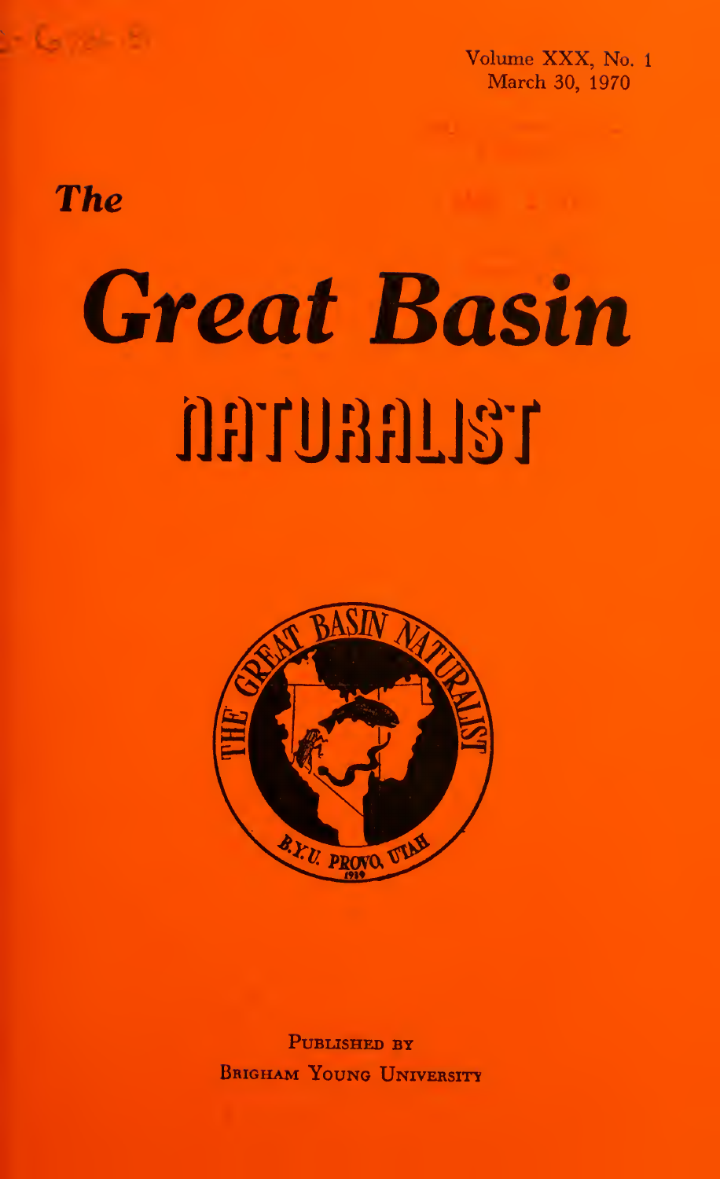Volume XXX, No. 1
March 30, 1970

*The*

# *Great Basin*

# NATURALIST

PUBLISHED BY
BRIGHAM YOUNG UNIVERSITY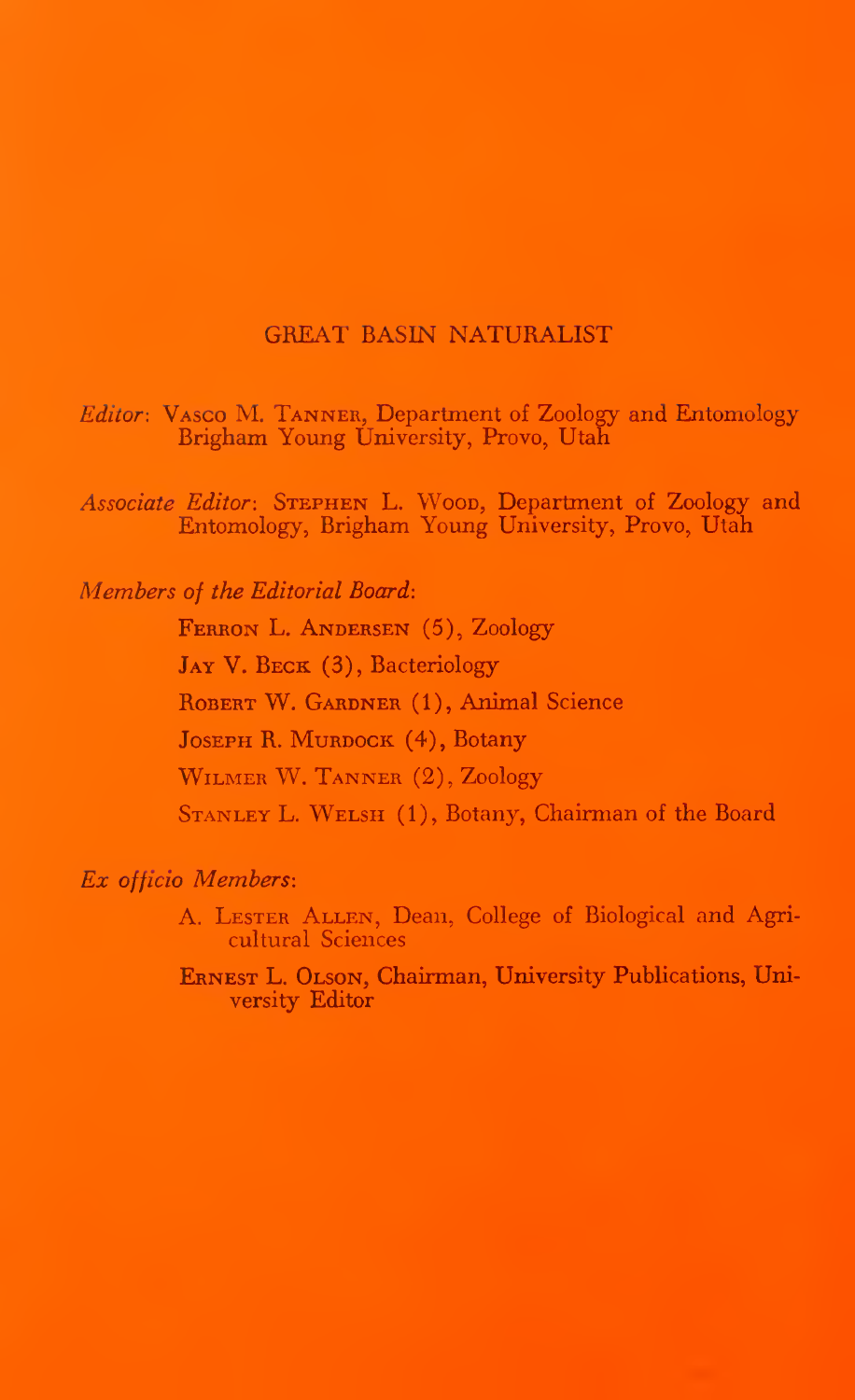# GREAT BASIN NATURALIST

*Editor*: Vasco M. Tanner, Department of Zoology and Entomology Brigham Young University, Provo, Utah

*Associate Editor*: Stephen L. Wood, Department of Zoology and Entomology, Brigham Young University, Provo, Utah

*Members of the Editorial Board*:

Ferron L. Andersen (5), Zoology

Jay V. Beck (3), Bacteriology

Robert W. Gardner (1), Animal Science

Joseph R. Murdock (4), Botany

Wilmer W. Tanner (2), Zoology

Stanley L. Welsh (1), Botany, Chairman of the Board

*Ex officio Members*:

A. Lester Allen, Dean, College of Biological and Agricultural Sciences

Ernest L. Olson, Chairman, University Publications, University Editor